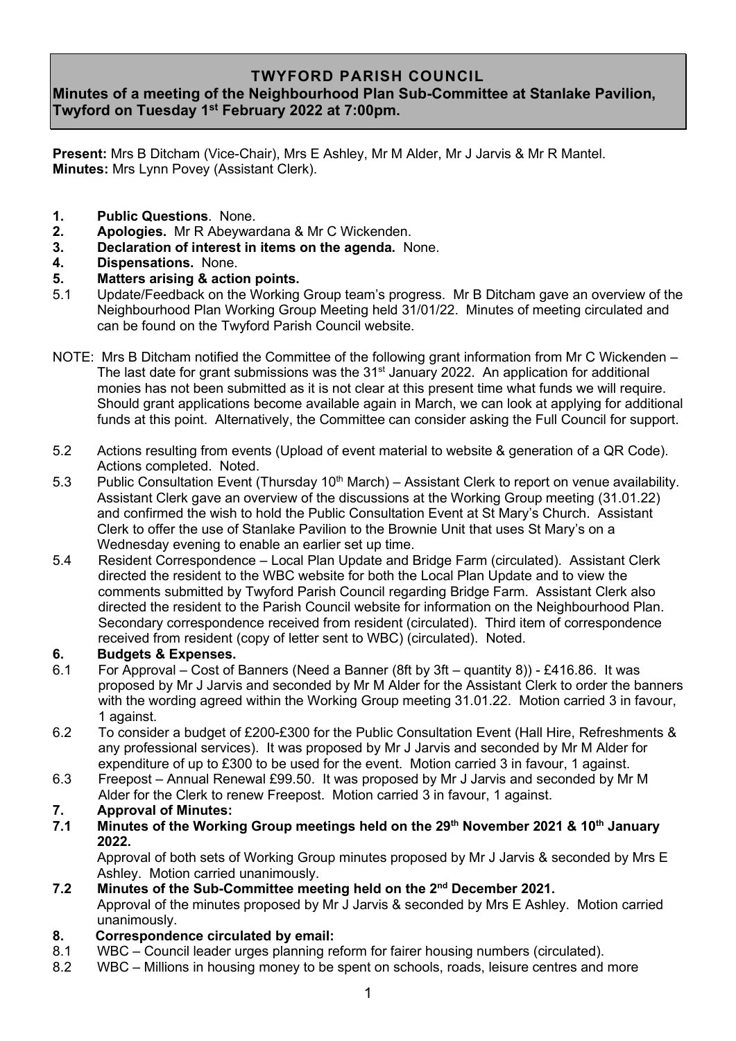# TWYFORD PARISH COUNCIL

**Minutes of a meeting of the Neighbourhood Plan Sub-Committee at Stanlake Pavilion, Twyford on Tuesday 1st February 2022 at 7:00pm.**

**Present:** Mrs B Ditcham (Vice-Chair), Mrs E Ashley, Mr M Alder, Mr J Jarvis & Mr R Mantel.
**Minutes:** Mrs Lynn Povey (Assistant Clerk).

**1. Public Questions**. None.
**2. Apologies.** Mr R Abeywardana & Mr C Wickenden.
**3. Declaration of interest in items on the agenda.** None.
**4. Dispensations.** None.
**5. Matters arising & action points.**

5.1 Update/Feedback on the Working Group team's progress. Mr B Ditcham gave an overview of the Neighbourhood Plan Working Group Meeting held 31/01/22. Minutes of meeting circulated and can be found on the Twyford Parish Council website.

NOTE: Mrs B Ditcham notified the Committee of the following grant information from Mr C Wickenden – The last date for grant submissions was the 31st January 2022. An application for additional monies has not been submitted as it is not clear at this present time what funds we will require. Should grant applications become available again in March, we can look at applying for additional funds at this point. Alternatively, the Committee can consider asking the Full Council for support.

5.2 Actions resulting from events (Upload of event material to website & generation of a QR Code). Actions completed. Noted.

5.3 Public Consultation Event (Thursday 10th March) – Assistant Clerk to report on venue availability. Assistant Clerk gave an overview of the discussions at the Working Group meeting (31.01.22) and confirmed the wish to hold the Public Consultation Event at St Mary's Church. Assistant Clerk to offer the use of Stanlake Pavilion to the Brownie Unit that uses St Mary's on a Wednesday evening to enable an earlier set up time.

5.4 Resident Correspondence – Local Plan Update and Bridge Farm (circulated). Assistant Clerk directed the resident to the WBC website for both the Local Plan Update and to view the comments submitted by Twyford Parish Council regarding Bridge Farm. Assistant Clerk also directed the resident to the Parish Council website for information on the Neighbourhood Plan. Secondary correspondence received from resident (circulated). Third item of correspondence received from resident (copy of letter sent to WBC) (circulated). Noted.

**6. Budgets & Expenses.**

6.1 For Approval – Cost of Banners (Need a Banner (8ft by 3ft – quantity 8)) - £416.86. It was proposed by Mr J Jarvis and seconded by Mr M Alder for the Assistant Clerk to order the banners with the wording agreed within the Working Group meeting 31.01.22. Motion carried 3 in favour, 1 against.

6.2 To consider a budget of £200-£300 for the Public Consultation Event (Hall Hire, Refreshments & any professional services). It was proposed by Mr J Jarvis and seconded by Mr M Alder for expenditure of up to £300 to be used for the event. Motion carried 3 in favour, 1 against.

6.3 Freepost – Annual Renewal £99.50. It was proposed by Mr J Jarvis and seconded by Mr M Alder for the Clerk to renew Freepost. Motion carried 3 in favour, 1 against.

**7. Approval of Minutes:**

**7.1 Minutes of the Working Group meetings held on the 29th November 2021 & 10th January 2022.**
Approval of both sets of Working Group minutes proposed by Mr J Jarvis & seconded by Mrs E Ashley. Motion carried unanimously.

**7.2 Minutes of the Sub-Committee meeting held on the 2nd December 2021.**
Approval of the minutes proposed by Mr J Jarvis & seconded by Mrs E Ashley. Motion carried unanimously.

**8. Correspondence circulated by email:**

8.1 WBC – Council leader urges planning reform for fairer housing numbers (circulated).

8.2 WBC – Millions in housing money to be spent on schools, roads, leisure centres and more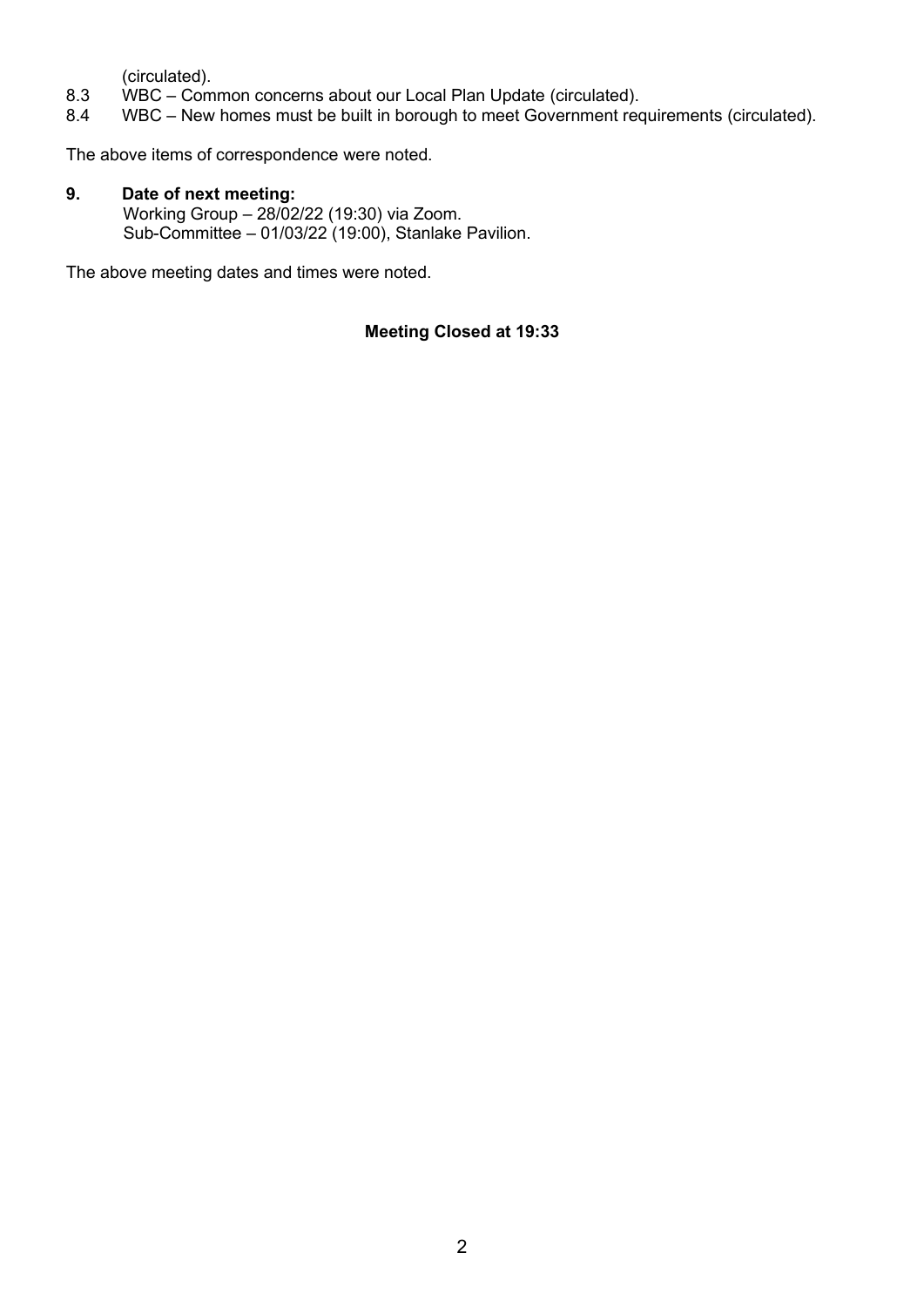(circulated).

8.3 WBC – Common concerns about our Local Plan Update (circulated).

8.4 WBC – New homes must be built in borough to meet Government requirements (circulated).

The above items of correspondence were noted.

**9. Date of next meeting:**

Working Group – 28/02/22 (19:30) via Zoom.
Sub-Committee – 01/03/22 (19:00), Stanlake Pavilion.

The above meeting dates and times were noted.

**Meeting Closed at 19:33**